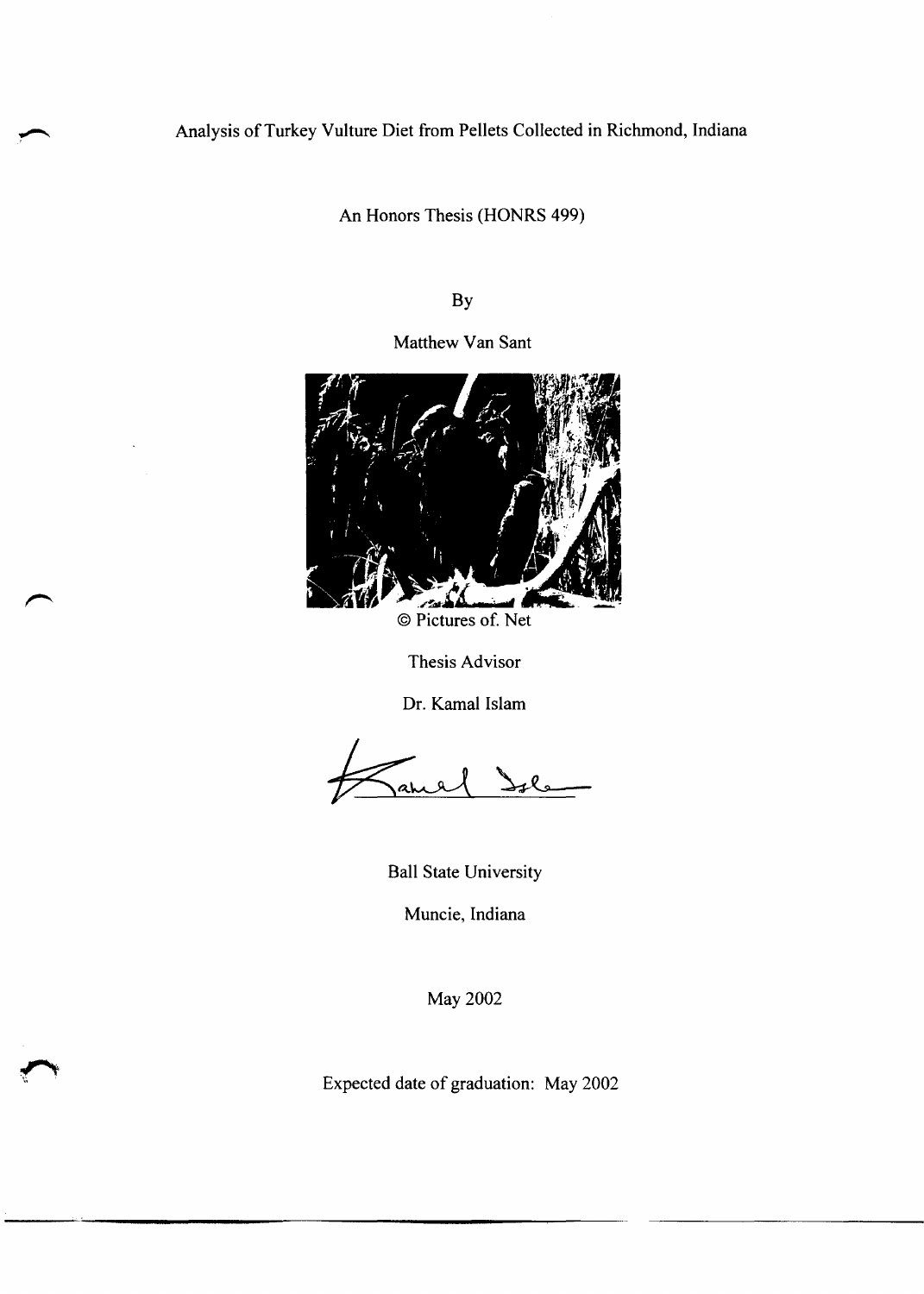# Analysis of Turkey Vulture Diet from Pellets Collected in Richmond, Indiana

An Honors Thesis (HONRS 499)

By

Matthew Van Sant

© Pictures of. Net

Thesis Advisor

Dr. Kamal Islam

Ball State University

Muncie, Indiana

May 2002

Expected date of graduation: May 2002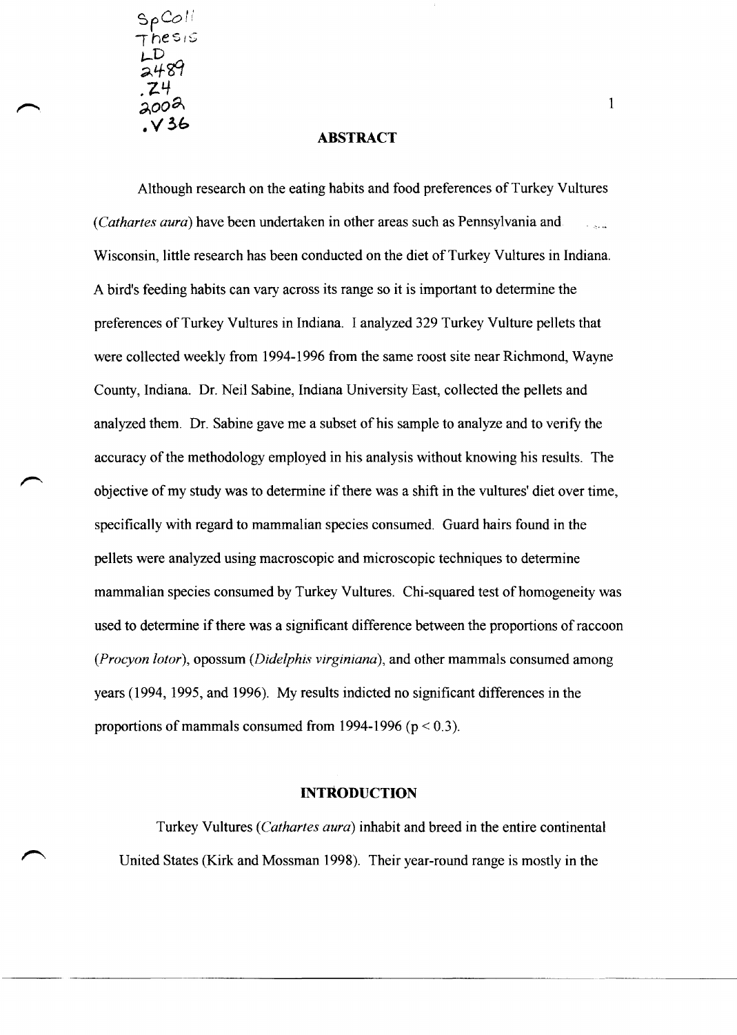SpColl Thesis LD 2489 .Z4 2002 .V36

## ABSTRACT

Although research on the eating habits and food preferences of Turkey Vultures (*Cathartes aura*) have been undertaken in other areas such as Pennsylvania and Wisconsin, little research has been conducted on the diet of Turkey Vultures in Indiana. A bird's feeding habits can vary across its range so it is important to determine the preferences of Turkey Vultures in Indiana. I analyzed 329 Turkey Vulture pellets that were collected weekly from 1994-1996 from the same roost site near Richmond, Wayne County, Indiana. Dr. Neil Sabine, Indiana University East, collected the pellets and analyzed them. Dr. Sabine gave me a subset of his sample to analyze and to verify the accuracy of the methodology employed in his analysis without knowing his results. The objective of my study was to determine if there was a shift in the vultures' diet over time, specifically with regard to mammalian species consumed. Guard hairs found in the pellets were analyzed using macroscopic and microscopic techniques to determine mammalian species consumed by Turkey Vultures. Chi-squared test of homogeneity was used to determine if there was a significant difference between the proportions of raccoon (*Procyon lotor*), opossum (*Didelphis virginiana*), and other mammals consumed among years (1994, 1995, and 1996). My results indicted no significant differences in the proportions of mammals consumed from 1994-1996 ($p < 0.3$).

## INTRODUCTION

Turkey Vultures (*Cathartes aura*) inhabit and breed in the entire continental United States (Kirk and Mossman 1998). Their year-round range is mostly in the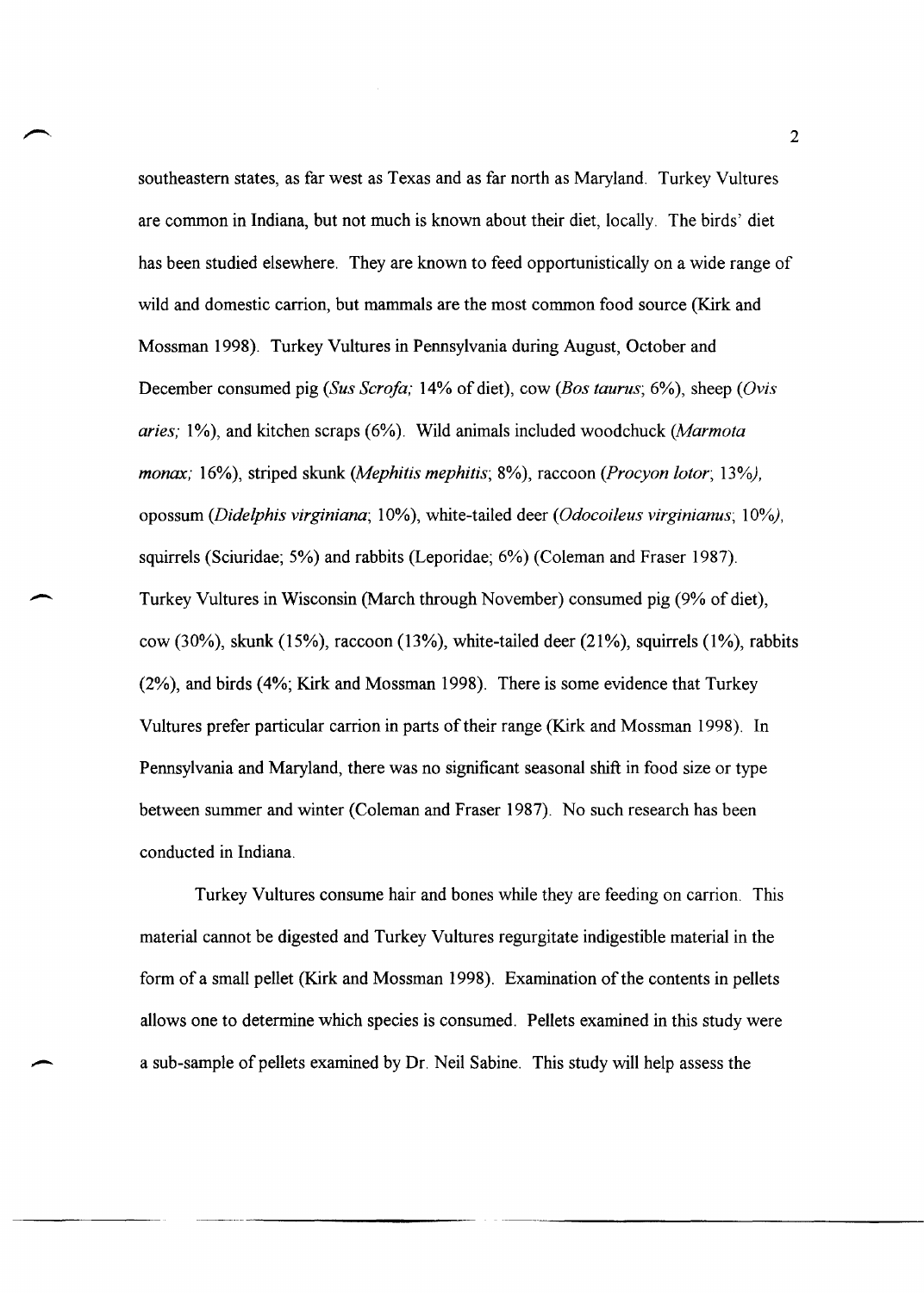southeastern states, as far west as Texas and as far north as Maryland. Turkey Vultures are common in Indiana, but not much is known about their diet, locally. The birds' diet has been studied elsewhere. They are known to feed opportunistically on a wide range of wild and domestic carrion, but mammals are the most common food source (Kirk and Mossman 1998). Turkey Vultures in Pennsylvania during August, October and December consumed pig (*Sus Scrofa;* 14% of diet), cow (*Bos taurus*; 6%), sheep (*Ovis aries;* 1%), and kitchen scraps (6%). Wild animals included woodchuck (*Marmota monax;* 16%), striped skunk (*Mephitis mephitis*; 8%), raccoon (*Procyon lotor*; 13%), opossum (*Didelphis virginiana*; 10%), white-tailed deer (*Odocoileus virginianus*; 10%), squirrels (Sciuridae; 5%) and rabbits (Leporidae; 6%) (Coleman and Fraser 1987). Turkey Vultures in Wisconsin (March through November) consumed pig (9% of diet), cow (30%), skunk (15%), raccoon (13%), white-tailed deer (21%), squirrels (1%), rabbits (2%), and birds (4%; Kirk and Mossman 1998). There is some evidence that Turkey Vultures prefer particular carrion in parts of their range (Kirk and Mossman 1998). In Pennsylvania and Maryland, there was no significant seasonal shift in food size or type between summer and winter (Coleman and Fraser 1987). No such research has been conducted in Indiana.

Turkey Vultures consume hair and bones while they are feeding on carrion. This material cannot be digested and Turkey Vultures regurgitate indigestible material in the form of a small pellet (Kirk and Mossman 1998). Examination of the contents in pellets allows one to determine which species is consumed. Pellets examined in this study were a sub-sample of pellets examined by Dr. Neil Sabine. This study will help assess the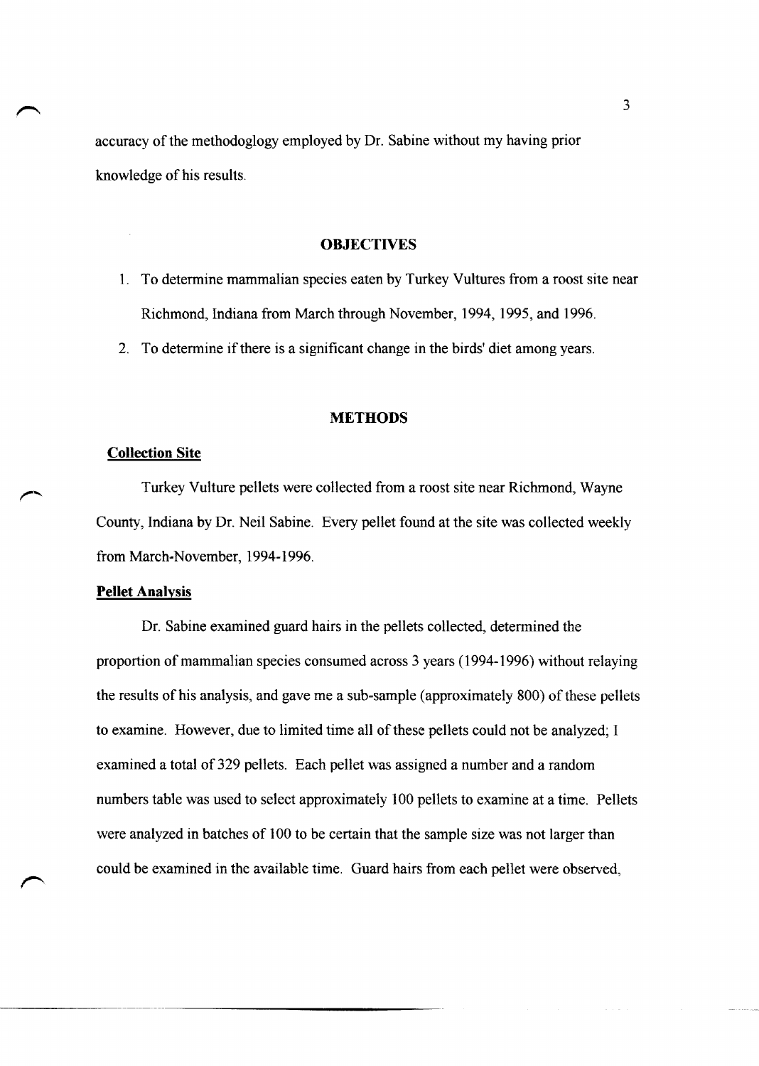accuracy of the methodoglogy employed by Dr. Sabine without my having prior knowledge of his results.

## OBJECTIVES

1. To determine mammalian species eaten by Turkey Vultures from a roost site near Richmond, Indiana from March through November, 1994, 1995, and 1996.
2. To determine if there is a significant change in the birds' diet among years.

## METHODS

### Collection Site

Turkey Vulture pellets were collected from a roost site near Richmond, Wayne County, Indiana by Dr. Neil Sabine. Every pellet found at the site was collected weekly from March-November, 1994-1996.

### Pellet Analysis

Dr. Sabine examined guard hairs in the pellets collected, determined the proportion of mammalian species consumed across 3 years (1994-1996) without relaying the results of his analysis, and gave me a sub-sample (approximately 800) of these pellets to examine. However, due to limited time all of these pellets could not be analyzed; I examined a total of 329 pellets. Each pellet was assigned a number and a random numbers table was used to select approximately 100 pellets to examine at a time. Pellets were analyzed in batches of 100 to be certain that the sample size was not larger than could be examined in the available time. Guard hairs from each pellet were observed,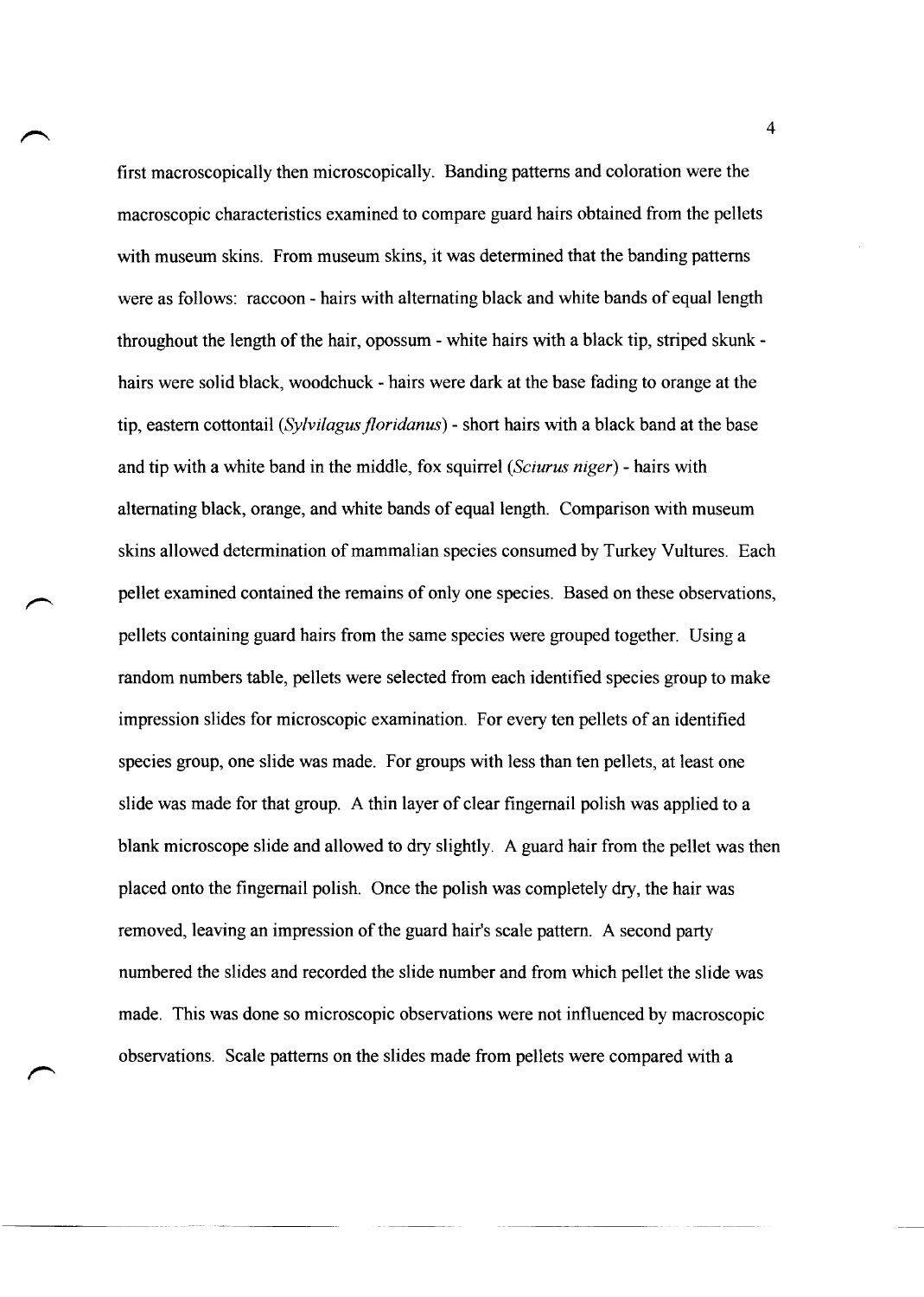first macroscopically then microscopically. Banding patterns and coloration were the macroscopic characteristics examined to compare guard hairs obtained from the pellets with museum skins. From museum skins, it was determined that the banding patterns were as follows: raccoon - hairs with alternating black and white bands of equal length throughout the length of the hair, opossum - white hairs with a black tip, striped skunk - hairs were solid black, woodchuck - hairs were dark at the base fading to orange at the tip, eastern cottontail (*Sylvilagus floridanus*) - short hairs with a black band at the base and tip with a white band in the middle, fox squirrel (*Sciurus niger*) - hairs with alternating black, orange, and white bands of equal length. Comparison with museum skins allowed determination of mammalian species consumed by Turkey Vultures. Each pellet examined contained the remains of only one species. Based on these observations, pellets containing guard hairs from the same species were grouped together. Using a random numbers table, pellets were selected from each identified species group to make impression slides for microscopic examination. For every ten pellets of an identified species group, one slide was made. For groups with less than ten pellets, at least one slide was made for that group. A thin layer of clear fingernail polish was applied to a blank microscope slide and allowed to dry slightly. A guard hair from the pellet was then placed onto the fingernail polish. Once the polish was completely dry, the hair was removed, leaving an impression of the guard hair's scale pattern. A second party numbered the slides and recorded the slide number and from which pellet the slide was made. This was done so microscopic observations were not influenced by macroscopic observations. Scale patterns on the slides made from pellets were compared with a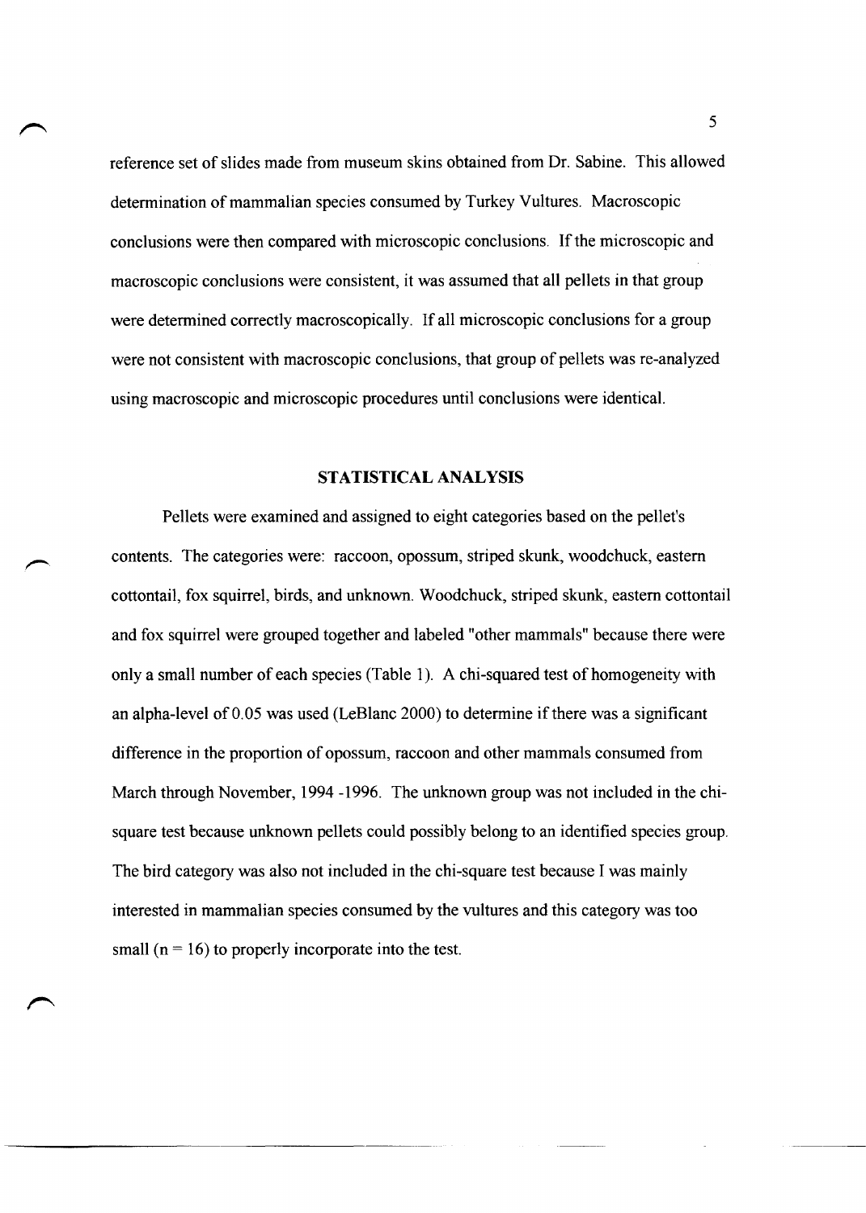reference set of slides made from museum skins obtained from Dr. Sabine. This allowed determination of mammalian species consumed by Turkey Vultures. Macroscopic conclusions were then compared with microscopic conclusions. If the microscopic and macroscopic conclusions were consistent, it was assumed that all pellets in that group were determined correctly macroscopically. If all microscopic conclusions for a group were not consistent with macroscopic conclusions, that group of pellets was re-analyzed using macroscopic and microscopic procedures until conclusions were identical.

## STATISTICAL ANALYSIS

Pellets were examined and assigned to eight categories based on the pellet's contents. The categories were: raccoon, opossum, striped skunk, woodchuck, eastern cottontail, fox squirrel, birds, and unknown. Woodchuck, striped skunk, eastern cottontail and fox squirrel were grouped together and labeled "other mammals" because there were only a small number of each species (Table 1). A chi-squared test of homogeneity with an alpha-level of 0.05 was used (LeBlanc 2000) to determine if there was a significant difference in the proportion of opossum, raccoon and other mammals consumed from March through November, 1994 -1996. The unknown group was not included in the chi-square test because unknown pellets could possibly belong to an identified species group. The bird category was also not included in the chi-square test because I was mainly interested in mammalian species consumed by the vultures and this category was too small ($n = 16$) to properly incorporate into the test.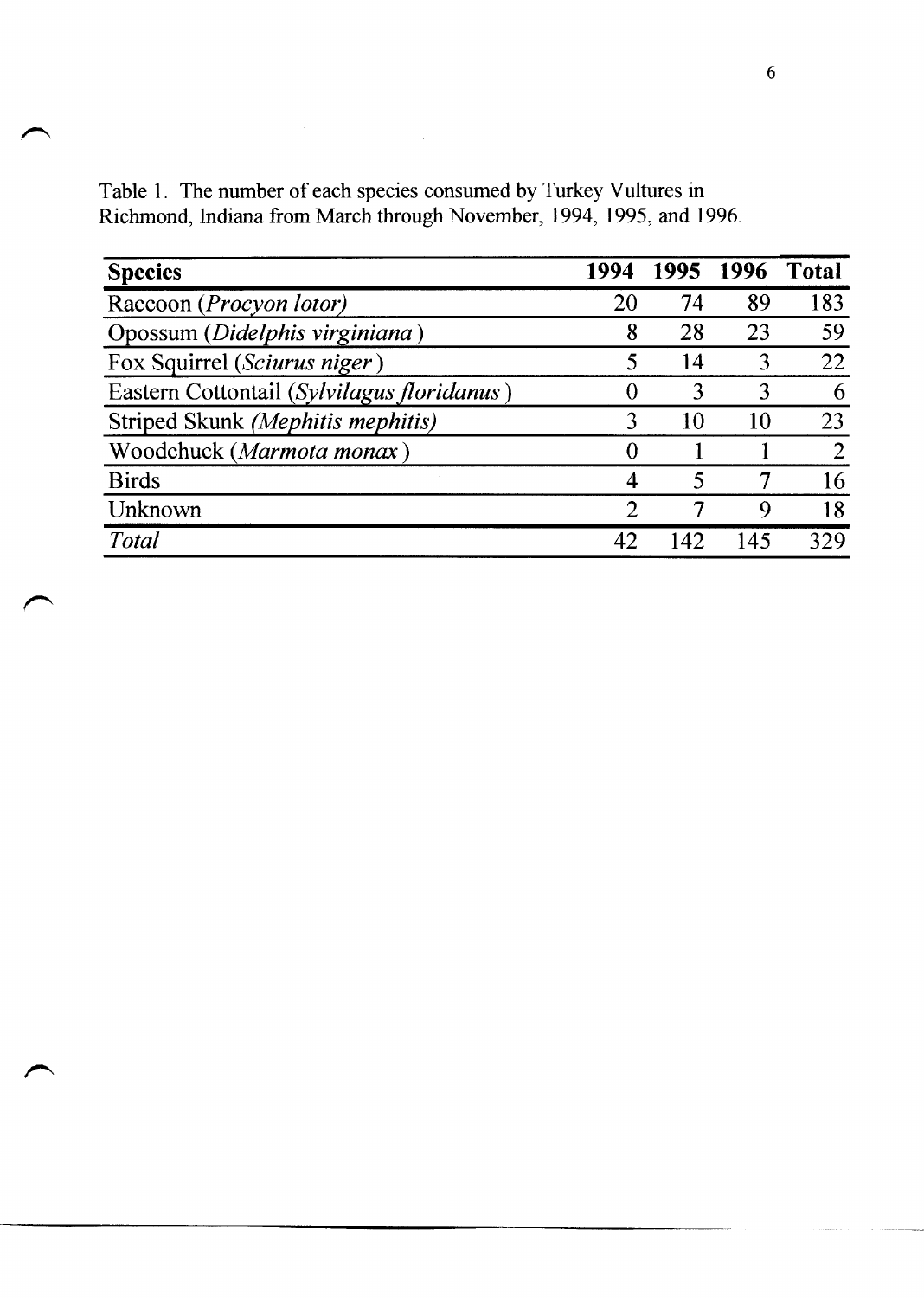Table 1. The number of each species consumed by Turkey Vultures in Richmond, Indiana from March through November, 1994, 1995, and 1996.

| **Species** | **1994** | **1995** | **1996** | **Total** |
|---|---|---|---|---|
| Raccoon (*Procyon lotor)* | 20 | 74 | 89 | 183 |
| Opossum (*Didelphis virginiana*) | 8 | 28 | 23 | 59 |
| Fox Squirrel (*Sciurus niger*) | 5 | 14 | 3 | 22 |
| Eastern Cottontail (*Sylvilagus floridanus*) | 0 | 3 | 3 | 6 |
| Striped Skunk *(Mephitis mephitis)* | 3 | 10 | 10 | 23 |
| Woodchuck (*Marmota monax*) | 0 | 1 | 1 | 2 |
| Birds | 4 | 5 | 7 | 16 |
| Unknown | 2 | 7 | 9 | 18 |
| *Total* | 42 | 142 | 145 | 329 |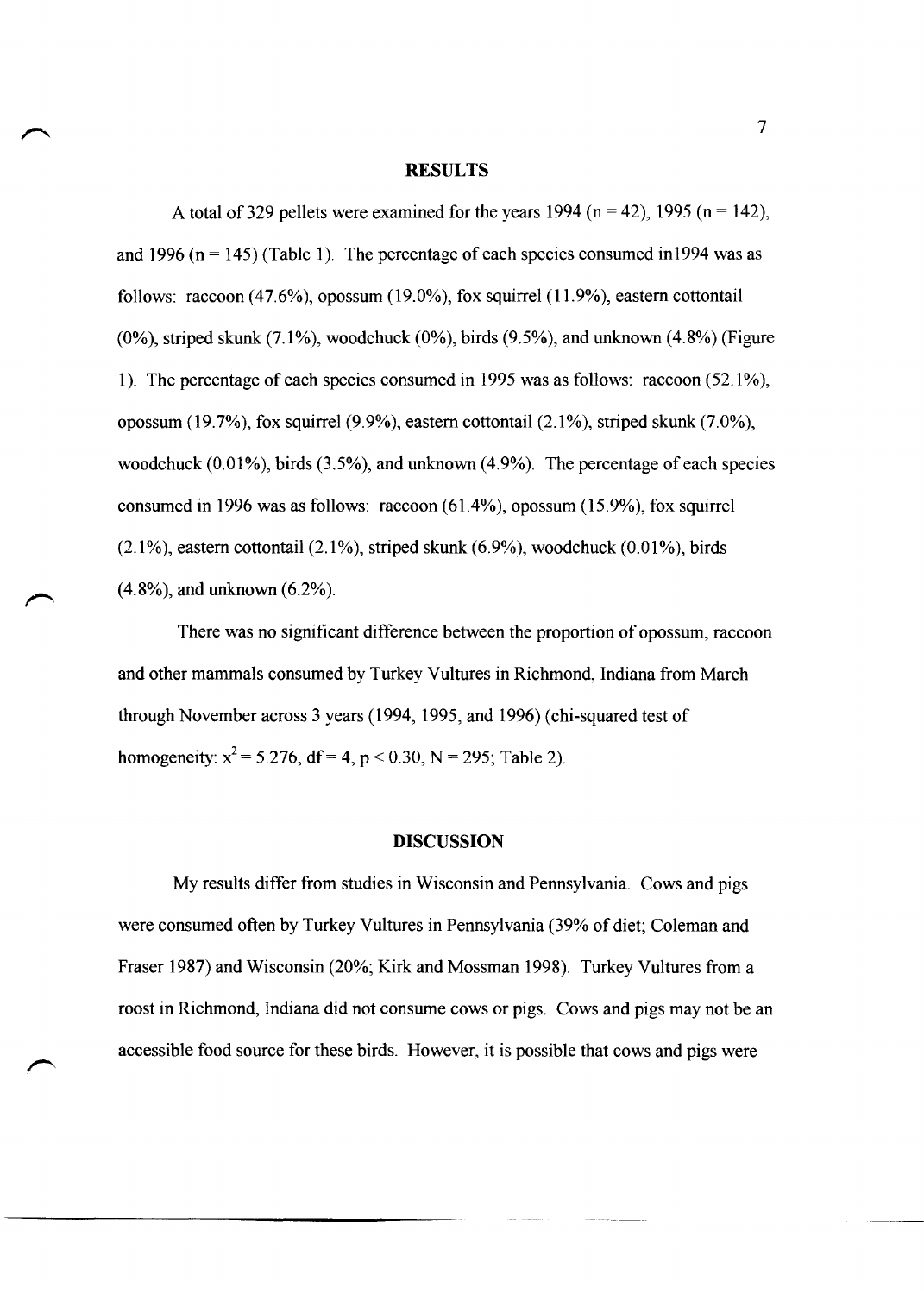## RESULTS

A total of 329 pellets were examined for the years 1994 (n = 42), 1995 (n = 142), and 1996 (n = 145) (Table 1). The percentage of each species consumed in1994 was as follows: raccoon (47.6%), opossum (19.0%), fox squirrel (11.9%), eastern cottontail (0%), striped skunk (7.1%), woodchuck (0%), birds (9.5%), and unknown (4.8%) (Figure 1). The percentage of each species consumed in 1995 was as follows: raccoon (52.1%), opossum (19.7%), fox squirrel (9.9%), eastern cottontail (2.1%), striped skunk (7.0%), woodchuck (0.01%), birds (3.5%), and unknown (4.9%). The percentage of each species consumed in 1996 was as follows: raccoon (61.4%), opossum (15.9%), fox squirrel (2.1%), eastern cottontail (2.1%), striped skunk (6.9%), woodchuck (0.01%), birds (4.8%), and unknown (6.2%).

There was no significant difference between the proportion of opossum, raccoon and other mammals consumed by Turkey Vultures in Richmond, Indiana from March through November across 3 years (1994, 1995, and 1996) (chi-squared test of homogeneity: $x^2 = 5.276$, df = 4, $p < 0.30$, N = 295; Table 2).

## DISCUSSION

My results differ from studies in Wisconsin and Pennsylvania. Cows and pigs were consumed often by Turkey Vultures in Pennsylvania (39% of diet; Coleman and Fraser 1987) and Wisconsin (20%; Kirk and Mossman 1998). Turkey Vultures from a roost in Richmond, Indiana did not consume cows or pigs. Cows and pigs may not be an accessible food source for these birds. However, it is possible that cows and pigs were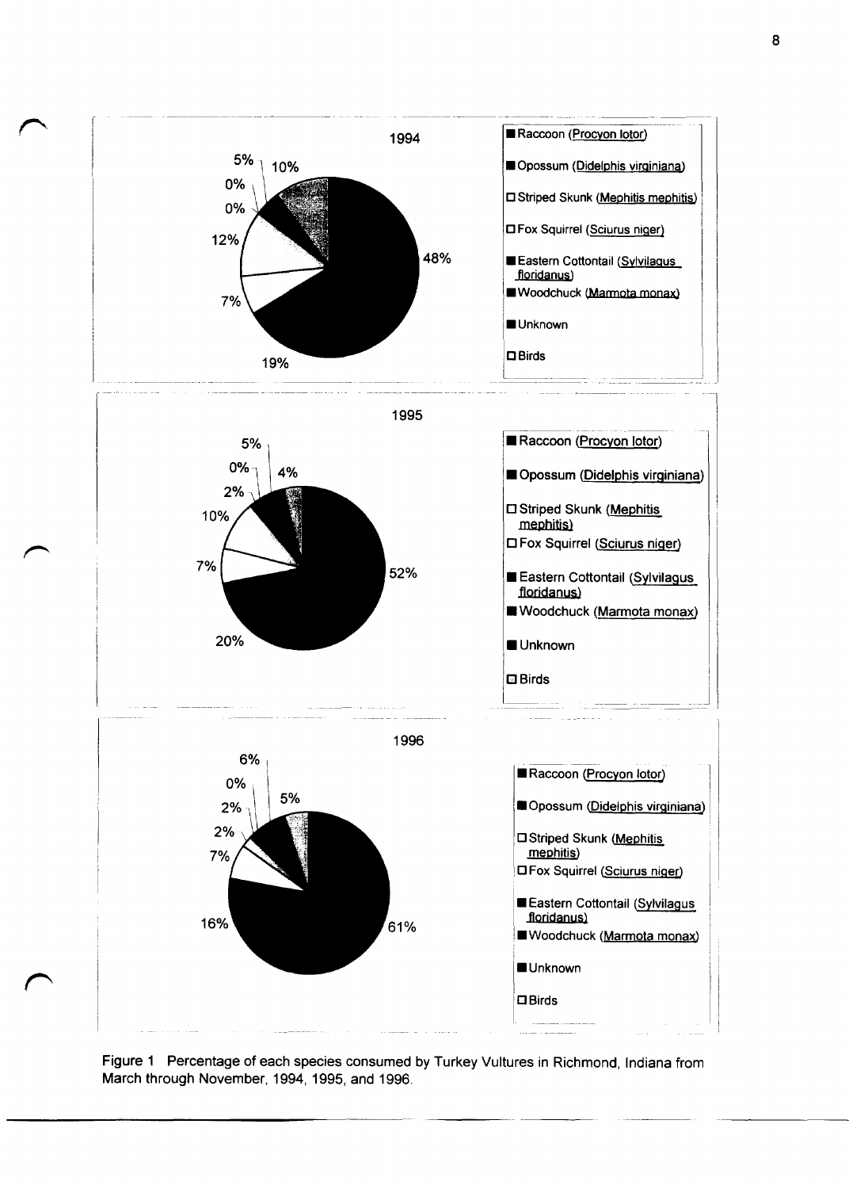1994

| Category | Percentage |
| --- | --- |
| Raccoon (Procyon lotor) | 48% |
| Opossum (Didelphis virginiana) | 19% |
| Striped Skunk (Mephitis mephitis) | 7% |
| Fox Squirrel (Sciurus niger) | 12% |
| Eastern Cottontail (Sylvilagus floridanus) | 0% |
| Woodchuck (Marmota monax) | 0% |
| Unknown | 5% |
| Birds | 10% |

1995

| Category | Percentage |
| --- | --- |
| Raccoon (Procyon lotor) | 52% |
| Opossum (Didelphis virginiana) | 20% |
| Striped Skunk (Mephitis mephitis) | 7% |
| Fox Squirrel (Sciurus niger) | 10% |
| Eastern Cottontail (Sylvilagus floridanus) | 2% |
| Woodchuck (Marmota monax) | 0% |
| Unknown | 5% |
| Birds | 4% |

1996

| Category | Percentage |
| --- | --- |
| Raccoon (Procyon lotor) | 61% |
| Opossum (Didelphis virginiana) | 16% |
| Striped Skunk (Mephitis mephitis) | 7% |
| Fox Squirrel (Sciurus niger) | 2% |
| Eastern Cottontail (Sylvilagus floridanus) | 2% |
| Woodchuck (Marmota monax) | 0% |
| Unknown | 6% |
| Birds | 5% |

Figure 1 Percentage of each species consumed by Turkey Vultures in Richmond, Indiana from March through November, 1994, 1995, and 1996.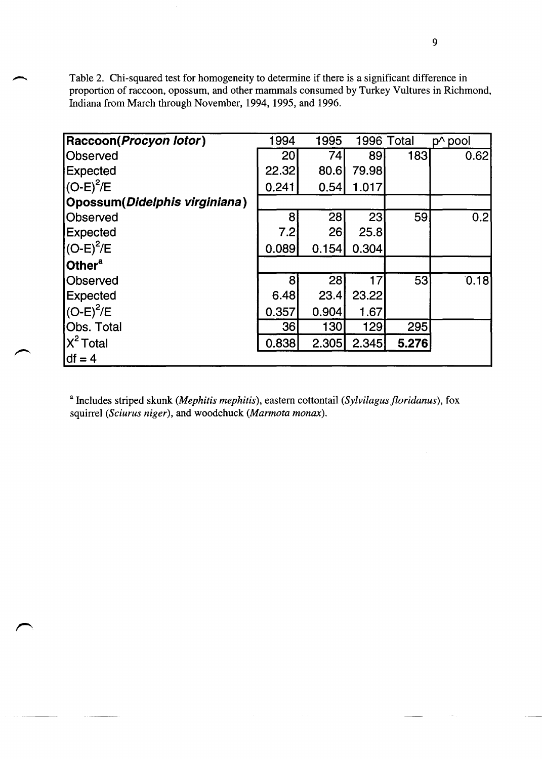Table 2. Chi-squared test for homogeneity to determine if there is a significant difference in proportion of raccoon, opossum, and other mammals consumed by Turkey Vultures in Richmond, Indiana from March through November, 1994, 1995, and 1996.

| **Raccoon(*Procyon lotor*)** | 1994 | 1995 | 1996 | Total | p^ pool |
|---|---|---|---|---|---|
| Observed | 20 | 74 | 89 | 183 | 0.62 |
| Expected | 22.32 | 80.6 | 79.98 | | |
| $(O-E)^2/E$ | 0.241 | 0.54 | 1.017 | | |
| **Opossum(*Didelphis virginiana*)** | | | | | |
| Observed | 8 | 28 | 23 | 59 | 0.2 |
| Expected | 7.2 | 26 | 25.8 | | |
| $(O-E)^2/E$ | 0.089 | 0.154 | 0.304 | | |
| **Other[a]** | | | | | |
| Observed | 8 | 28 | 17 | 53 | 0.18 |
| Expected | 6.48 | 23.4 | 23.22 | | |
| $(O-E)^2/E$ | 0.357 | 0.904 | 1.67 | | |
| Obs. Total | 36 | 130 | 129 | 295 | |
| $X^2$ Total | 0.838 | 2.305 | 2.345 | **5.276** | |
| df = 4 | | | | | |

[a] Includes striped skunk (*Mephitis mephitis*), eastern cottontail (*Sylvilagus floridanus*), fox squirrel (*Sciurus niger*), and woodchuck (*Marmota monax*).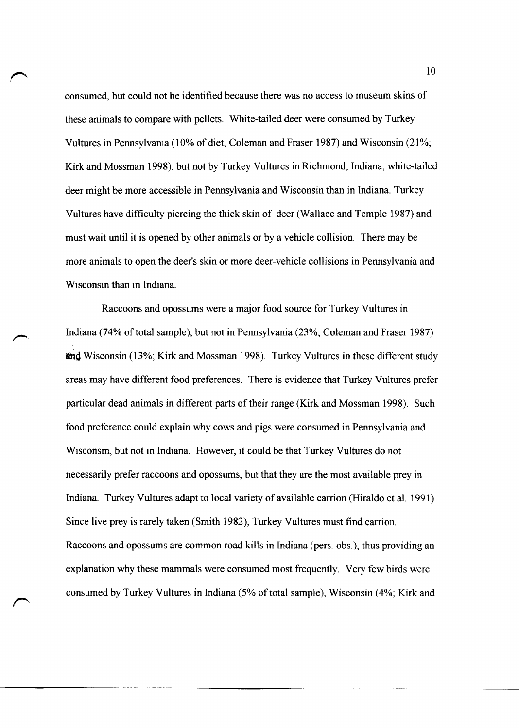consumed, but could not be identified because there was no access to museum skins of these animals to compare with pellets. White-tailed deer were consumed by Turkey Vultures in Pennsylvania (10% of diet; Coleman and Fraser 1987) and Wisconsin (21%; Kirk and Mossman 1998), but not by Turkey Vultures in Richmond, Indiana; white-tailed deer might be more accessible in Pennsylvania and Wisconsin than in Indiana. Turkey Vultures have difficulty piercing the thick skin of deer (Wallace and Temple 1987) and must wait until it is opened by other animals or by a vehicle collision. There may be more animals to open the deer's skin or more deer-vehicle collisions in Pennsylvania and Wisconsin than in Indiana.

Raccoons and opossums were a major food source for Turkey Vultures in Indiana (74% of total sample), but not in Pennsylvania (23%; Coleman and Fraser 1987) and Wisconsin (13%; Kirk and Mossman 1998). Turkey Vultures in these different study areas may have different food preferences. There is evidence that Turkey Vultures prefer particular dead animals in different parts of their range (Kirk and Mossman 1998). Such food preference could explain why cows and pigs were consumed in Pennsylvania and Wisconsin, but not in Indiana. However, it could be that Turkey Vultures do not necessarily prefer raccoons and opossums, but that they are the most available prey in Indiana. Turkey Vultures adapt to local variety of available carrion (Hiraldo et al. 1991). Since live prey is rarely taken (Smith 1982), Turkey Vultures must find carrion. Raccoons and opossums are common road kills in Indiana (pers. obs.), thus providing an explanation why these mammals were consumed most frequently. Very few birds were consumed by Turkey Vultures in Indiana (5% of total sample), Wisconsin (4%; Kirk and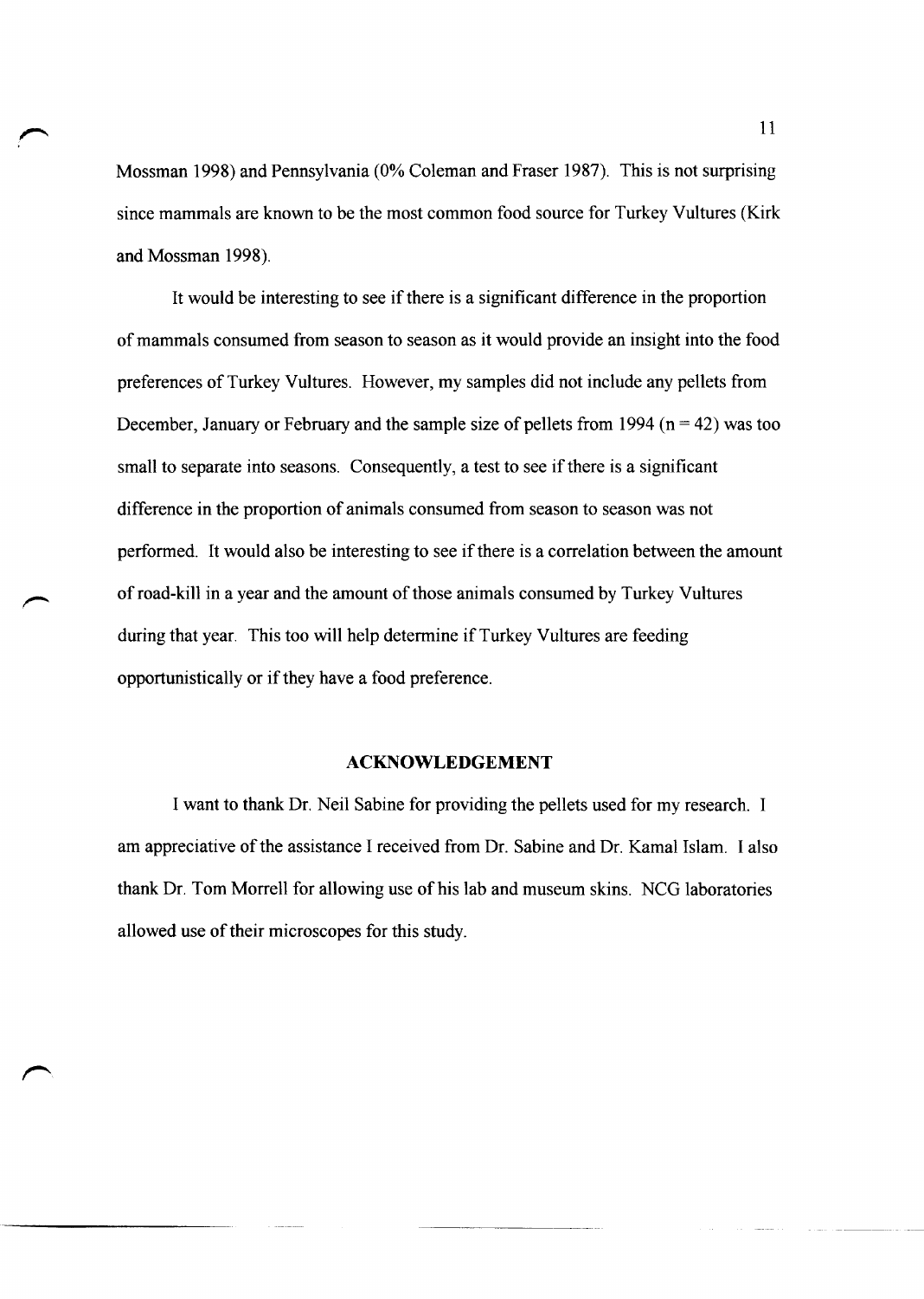Mossman 1998) and Pennsylvania (0% Coleman and Fraser 1987). This is not surprising since mammals are known to be the most common food source for Turkey Vultures (Kirk and Mossman 1998).

It would be interesting to see if there is a significant difference in the proportion of mammals consumed from season to season as it would provide an insight into the food preferences of Turkey Vultures. However, my samples did not include any pellets from December, January or February and the sample size of pellets from 1994 ($n = 42$) was too small to separate into seasons. Consequently, a test to see if there is a significant difference in the proportion of animals consumed from season to season was not performed. It would also be interesting to see if there is a correlation between the amount of road-kill in a year and the amount of those animals consumed by Turkey Vultures during that year. This too will help determine if Turkey Vultures are feeding opportunistically or if they have a food preference.

## ACKNOWLEDGEMENT

I want to thank Dr. Neil Sabine for providing the pellets used for my research. I am appreciative of the assistance I received from Dr. Sabine and Dr. Kamal Islam. I also thank Dr. Tom Morrell for allowing use of his lab and museum skins. NCG laboratories allowed use of their microscopes for this study.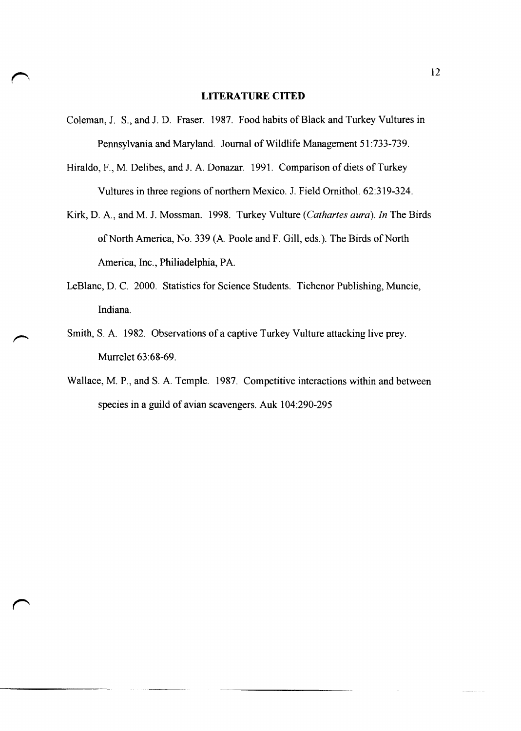## LITERATURE CITED

Coleman, J. S., and J. D. Fraser. 1987. Food habits of Black and Turkey Vultures in Pennsylvania and Maryland. Journal of Wildlife Management 51:733-739.

Hiraldo, F., M. Delibes, and J. A. Donazar. 1991. Comparison of diets of Turkey Vultures in three regions of northern Mexico. J. Field Ornithol. 62:319-324.

Kirk, D. A., and M. J. Mossman. 1998. Turkey Vulture (*Cathartes aura*). *In* The Birds of North America, No. 339 (A. Poole and F. Gill, eds.). The Birds of North America, Inc., Philiadelphia, PA.

LeBlanc, D. C. 2000. Statistics for Science Students. Tichenor Publishing, Muncie, Indiana.

Smith, S. A. 1982. Observations of a captive Turkey Vulture attacking live prey. Murrelet 63:68-69.

Wallace, M. P., and S. A. Temple. 1987. Competitive interactions within and between species in a guild of avian scavengers. Auk 104:290-295